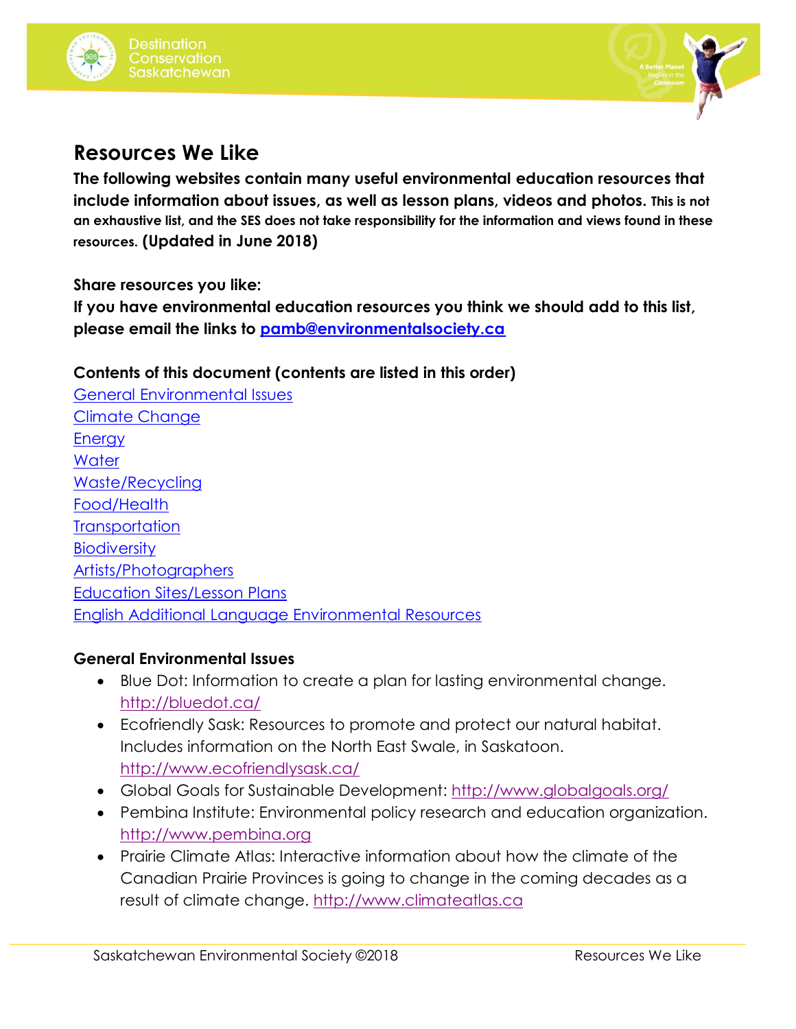# Resources We Like

**The following websites contain many useful environmental education resources that include information about issues, as well as lesson plans, videos and photos. This is not an exhaustive list, and the SES does not take responsibility for the information and views found in these resources. (Updated in June 2018)**

**Share resources you like:**
**If you have environmental education resources you think we should add to this list, please email the links to [pamb@environmentalsociety.ca](mailto:pamb@environmentalsociety.ca)**

**Contents of this document (contents are listed in this order)**

[General Environmental Issues](#general-environmental-issues)
[Climate Change](#climate-change)
[Energy](#energy)
[Water](#water)
[Waste/Recycling](#wasterecycling)
[Food/Health](#foodhealth)
[Transportation](#transportation)
[Biodiversity](#biodiversity)
[Artists/Photographers](#artistsphotographers)
[Education Sites/Lesson Plans](#education-siteslesson-plans)
[English Additional Language Environmental Resources](#english-additional-language-environmental-resources)

## General Environmental Issues

- Blue Dot: Information to create a plan for lasting environmental change. http://bluedot.ca/
- Ecofriendly Sask: Resources to promote and protect our natural habitat. Includes information on the North East Swale, in Saskatoon. http://www.ecofriendlysask.ca/
- Global Goals for Sustainable Development: http://www.globalgoals.org/
- Pembina Institute: Environmental policy research and education organization. http://www.pembina.org
- Prairie Climate Atlas: Interactive information about how the climate of the Canadian Prairie Provinces is going to change in the coming decades as a result of climate change. http://www.climateatlas.ca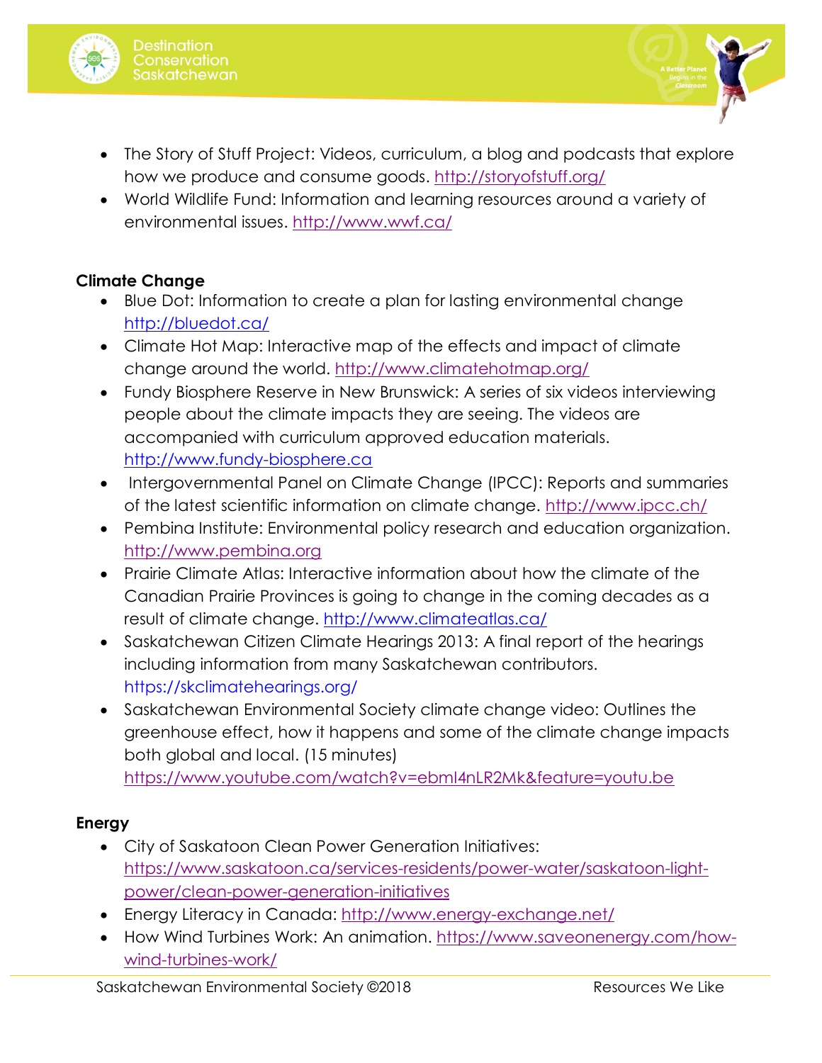- The Story of Stuff Project: Videos, curriculum, a blog and podcasts that explore how we produce and consume goods. http://storyofstuff.org/
- World Wildlife Fund: Information and learning resources around a variety of environmental issues. http://www.wwf.ca/

**Climate Change**

- Blue Dot: Information to create a plan for lasting environmental change http://bluedot.ca/
- Climate Hot Map: Interactive map of the effects and impact of climate change around the world. http://www.climatehotmap.org/
- Fundy Biosphere Reserve in New Brunswick: A series of six videos interviewing people about the climate impacts they are seeing. The videos are accompanied with curriculum approved education materials. http://www.fundy-biosphere.ca
- Intergovernmental Panel on Climate Change (IPCC): Reports and summaries of the latest scientific information on climate change. http://www.ipcc.ch/
- Pembina Institute: Environmental policy research and education organization. http://www.pembina.org
- Prairie Climate Atlas: Interactive information about how the climate of the Canadian Prairie Provinces is going to change in the coming decades as a result of climate change. http://www.climateatlas.ca/
- Saskatchewan Citizen Climate Hearings 2013: A final report of the hearings including information from many Saskatchewan contributors. https://skclimatehearings.org/
- Saskatchewan Environmental Society climate change video: Outlines the greenhouse effect, how it happens and some of the climate change impacts both global and local. (15 minutes) https://www.youtube.com/watch?v=ebmI4nLR2Mk&feature=youtu.be

**Energy**

- City of Saskatoon Clean Power Generation Initiatives: https://www.saskatoon.ca/services-residents/power-water/saskatoon-light-power/clean-power-generation-initiatives
- Energy Literacy in Canada: http://www.energy-exchange.net/
- How Wind Turbines Work: An animation. https://www.saveonenergy.com/how-wind-turbines-work/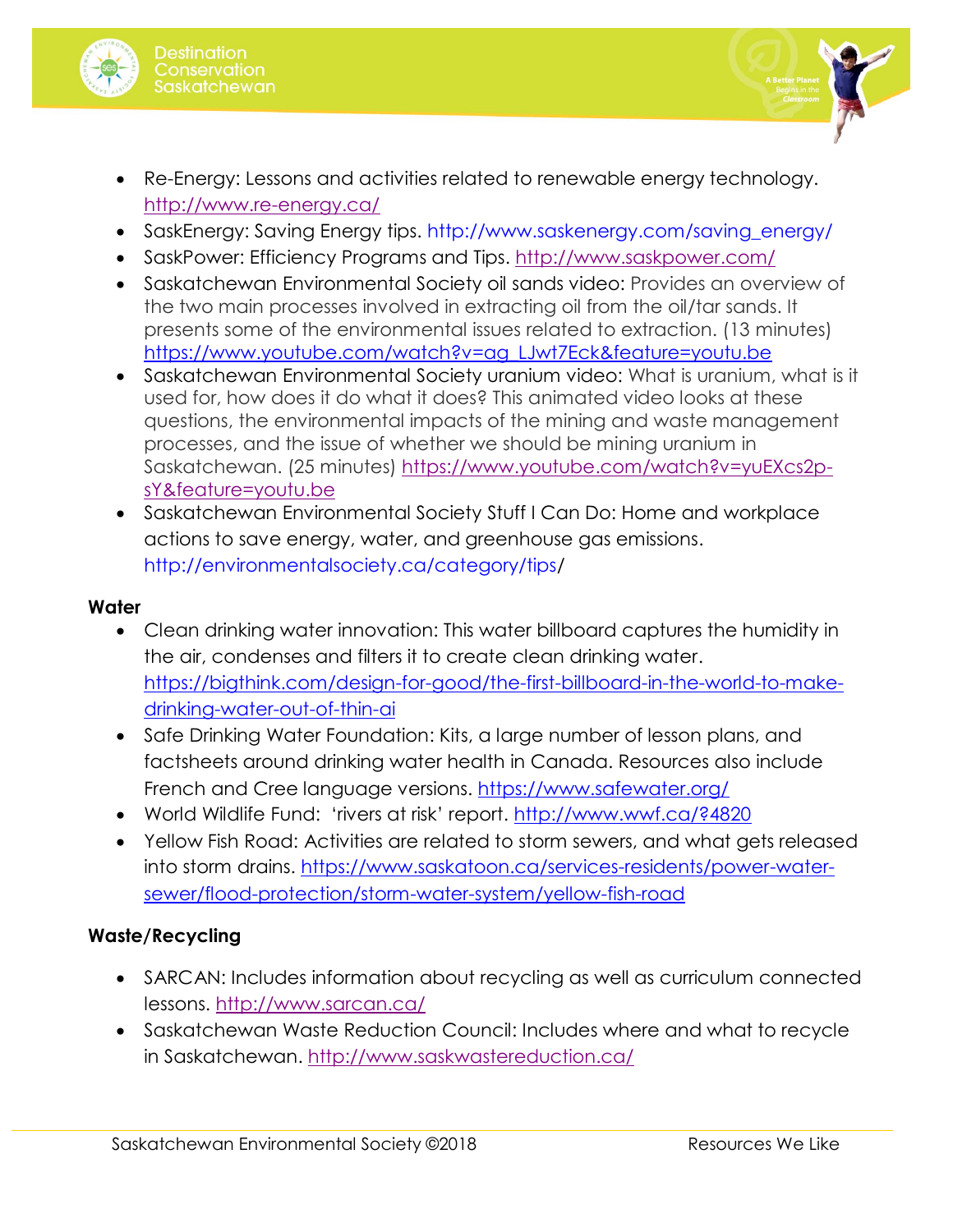- Re-Energy: Lessons and activities related to renewable energy technology. http://www.re-energy.ca/
- SaskEnergy: Saving Energy tips. http://www.saskenergy.com/saving_energy/
- SaskPower: Efficiency Programs and Tips. http://www.saskpower.com/
- Saskatchewan Environmental Society oil sands video: Provides an overview of the two main processes involved in extracting oil from the oil/tar sands. It presents some of the environmental issues related to extraction. (13 minutes) https://www.youtube.com/watch?v=ag_LJwt7Eck&feature=youtu.be
- Saskatchewan Environmental Society uranium video: What is uranium, what is it used for, how does it do what it does? This animated video looks at these questions, the environmental impacts of the mining and waste management processes, and the issue of whether we should be mining uranium in Saskatchewan. (25 minutes) https://www.youtube.com/watch?v=yuEXcs2p-sY&feature=youtu.be
- Saskatchewan Environmental Society Stuff I Can Do: Home and workplace actions to save energy, water, and greenhouse gas emissions. http://environmentalsociety.ca/category/tips/

**Water**

- Clean drinking water innovation: This water billboard captures the humidity in the air, condenses and filters it to create clean drinking water. https://bigthink.com/design-for-good/the-first-billboard-in-the-world-to-make-drinking-water-out-of-thin-ai
- Safe Drinking Water Foundation: Kits, a large number of lesson plans, and factsheets around drinking water health in Canada. Resources also include French and Cree language versions. https://www.safewater.org/
- World Wildlife Fund: 'rivers at risk' report. http://www.wwf.ca/?4820
- Yellow Fish Road: Activities are related to storm sewers, and what gets released into storm drains. https://www.saskatoon.ca/services-residents/power-water-sewer/flood-protection/storm-water-system/yellow-fish-road

**Waste/Recycling**

- SARCAN: Includes information about recycling as well as curriculum connected lessons. http://www.sarcan.ca/
- Saskatchewan Waste Reduction Council: Includes where and what to recycle in Saskatchewan. http://www.saskwastereduction.ca/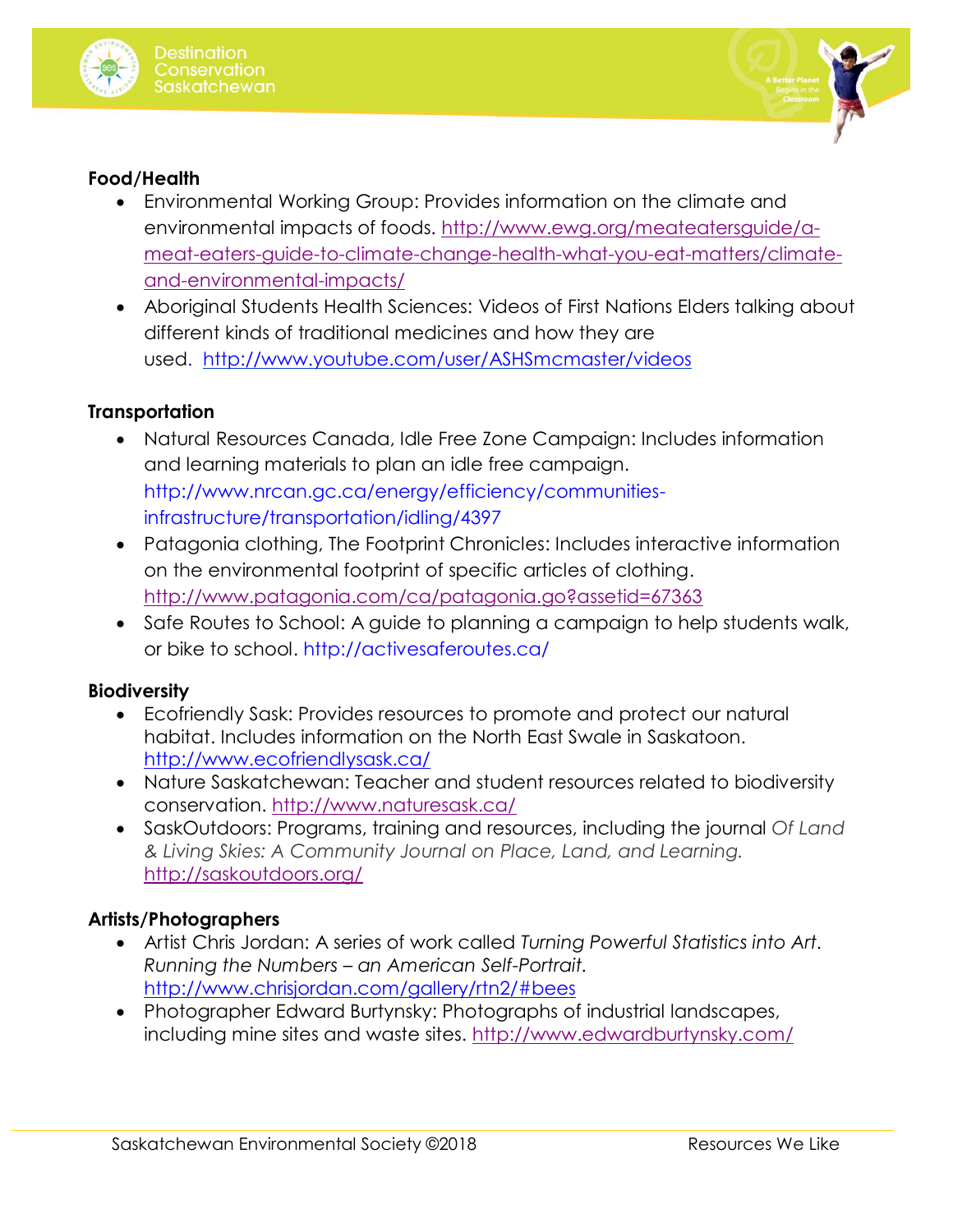**Food/Health**

- Environmental Working Group: Provides information on the climate and environmental impacts of foods. http://www.ewg.org/meateatersguide/a-meat-eaters-guide-to-climate-change-health-what-you-eat-matters/climate-and-environmental-impacts/
- Aboriginal Students Health Sciences: Videos of First Nations Elders talking about different kinds of traditional medicines and how they are used. http://www.youtube.com/user/ASHSmcmaster/videos

**Transportation**

- Natural Resources Canada, Idle Free Zone Campaign: Includes information and learning materials to plan an idle free campaign. http://www.nrcan.gc.ca/energy/efficiency/communities-infrastructure/transportation/idling/4397
- Patagonia clothing, The Footprint Chronicles: Includes interactive information on the environmental footprint of specific articles of clothing. http://www.patagonia.com/ca/patagonia.go?assetid=67363
- Safe Routes to School: A guide to planning a campaign to help students walk, or bike to school. http://activesaferoutes.ca/

**Biodiversity**

- Ecofriendly Sask: Provides resources to promote and protect our natural habitat. Includes information on the North East Swale in Saskatoon. http://www.ecofriendlysask.ca/
- Nature Saskatchewan: Teacher and student resources related to biodiversity conservation. http://www.naturesask.ca/
- SaskOutdoors: Programs, training and resources, including the journal *Of Land & Living Skies: A Community Journal on Place, Land, and Learning.* http://saskoutdoors.org/

**Artists/Photographers**

- Artist Chris Jordan: A series of work called *Turning Powerful Statistics into Art. Running the Numbers – an American Self-Portrait.* http://www.chrisjordan.com/gallery/rtn2/#bees
- Photographer Edward Burtynsky: Photographs of industrial landscapes, including mine sites and waste sites. http://www.edwardburtynsky.com/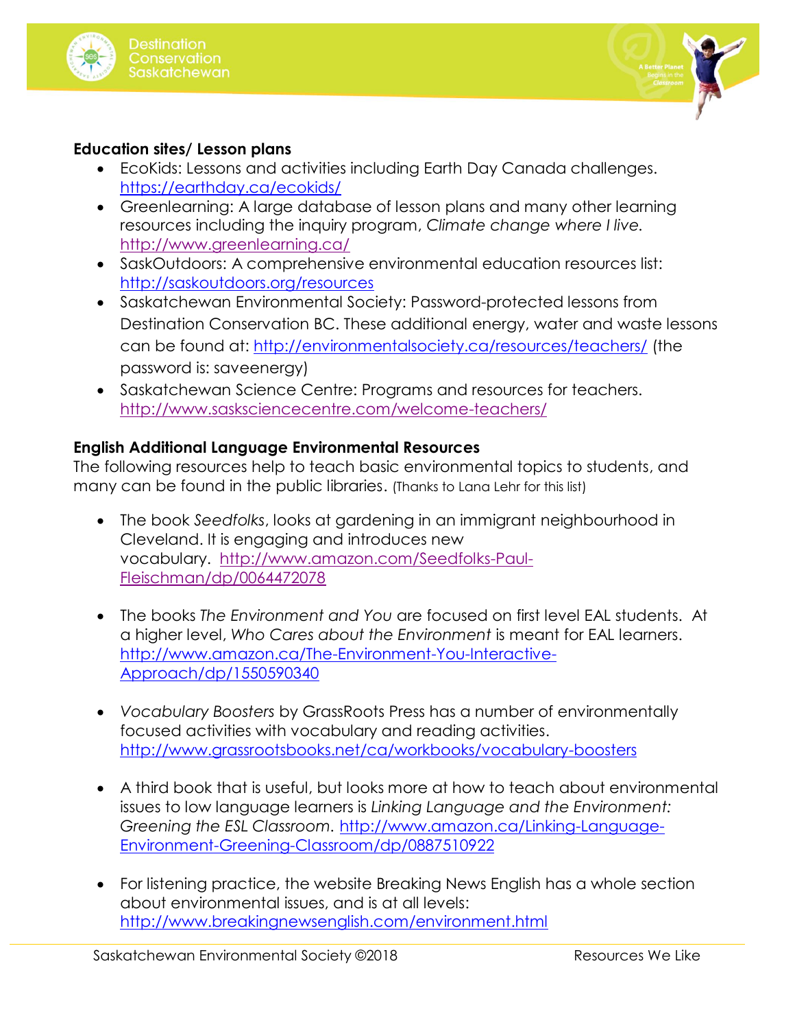**Education sites/ Lesson plans**

- EcoKids: Lessons and activities including Earth Day Canada challenges. https://earthday.ca/ecokids/
- Greenlearning: A large database of lesson plans and many other learning resources including the inquiry program, *Climate change where I live.* http://www.greenlearning.ca/
- SaskOutdoors: A comprehensive environmental education resources list: http://saskoutdoors.org/resources
- Saskatchewan Environmental Society: Password-protected lessons from Destination Conservation BC. These additional energy, water and waste lessons can be found at: http://environmentalsociety.ca/resources/teachers/ (the password is: saveenergy)
- Saskatchewan Science Centre: Programs and resources for teachers. http://www.sasksciencecentre.com/welcome-teachers/

**English Additional Language Environmental Resources**

The following resources help to teach basic environmental topics to students, and many can be found in the public libraries. (Thanks to Lana Lehr for this list)

- The book *Seedfolks*, looks at gardening in an immigrant neighbourhood in Cleveland. It is engaging and introduces new vocabulary. http://www.amazon.com/Seedfolks-Paul-Fleischman/dp/0064472078

- The books *The Environment and You* are focused on first level EAL students. At a higher level, *Who Cares about the Environment* is meant for EAL learners. http://www.amazon.ca/The-Environment-You-Interactive-Approach/dp/1550590340

- *Vocabulary Boosters* by GrassRoots Press has a number of environmentally focused activities with vocabulary and reading activities. http://www.grassrootsbooks.net/ca/workbooks/vocabulary-boosters

- A third book that is useful, but looks more at how to teach about environmental issues to low language learners is *Linking Language and the Environment: Greening the ESL Classroom*. http://www.amazon.ca/Linking-Language-Environment-Greening-Classroom/dp/0887510922

- For listening practice, the website Breaking News English has a whole section about environmental issues, and is at all levels: http://www.breakingnewsenglish.com/environment.html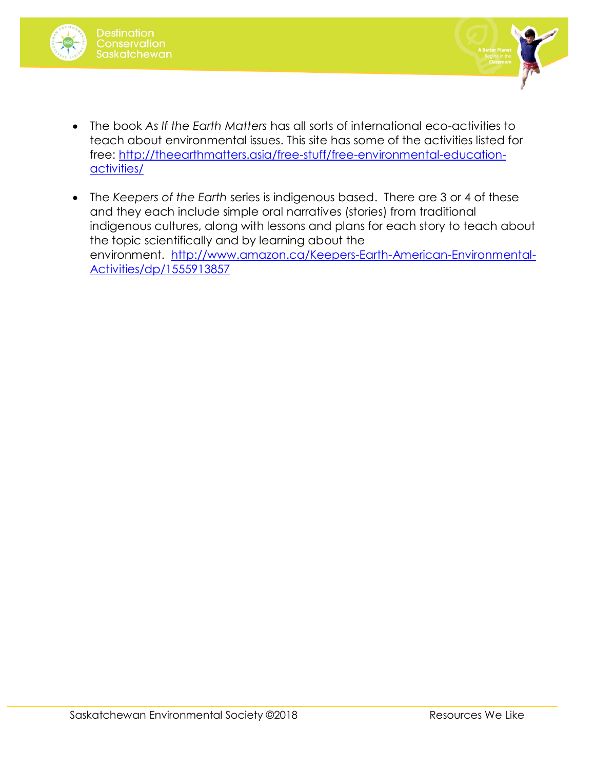- The book *As If the Earth Matters* has all sorts of international eco-activities to teach about environmental issues. This site has some of the activities listed for free: [http://theearthmatters.asia/free-stuff/free-environmental-education-activities/](http://theearthmatters.asia/free-stuff/free-environmental-education-activities/)

- The *Keepers of the Earth* series is indigenous based. There are 3 or 4 of these and they each include simple oral narratives (stories) from traditional indigenous cultures, along with lessons and plans for each story to teach about the topic scientifically and by learning about the environment. [http://www.amazon.ca/Keepers-Earth-American-Environmental-Activities/dp/1555913857](http://www.amazon.ca/Keepers-Earth-American-Environmental-Activities/dp/1555913857)